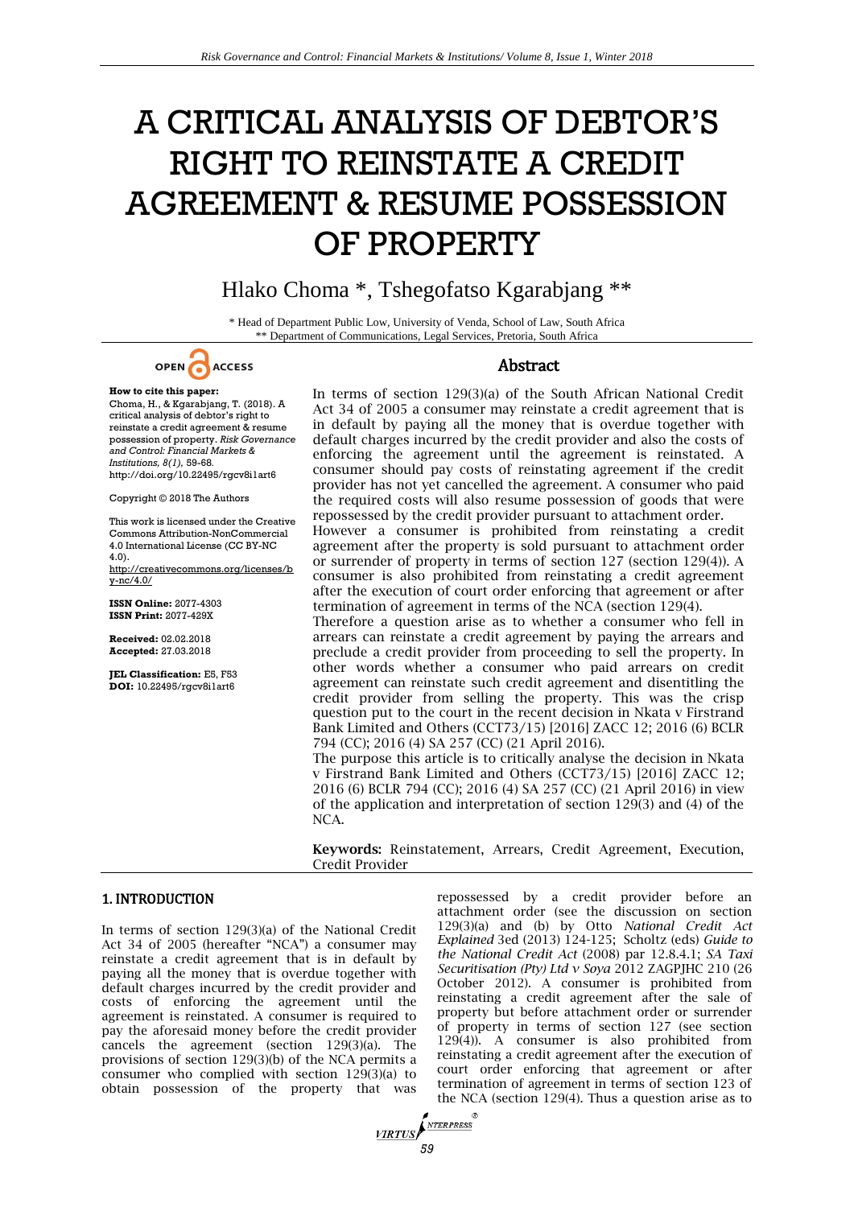# A CRITICAL ANALYSIS OF DEBTOR'S RIGHT TO REINSTATE A CREDIT AGREEMENT & RESUME POSSESSION OF PROPERTY

Hlako Choma *, Tshegofatso Kgarabjang **

\* Head of Department Public Low, University of Venda, School of Law, South Africa
\*\* Department of Communications, Legal Services, Pretoria, South Africa

OPEN ACCESS

**How to cite this paper:** Choma, H., & Kgarabjang, T. (2018). A critical analysis of debtor's right to reinstate a credit agreement & resume possession of property. *Risk Governance and Control: Financial Markets & Institutions, 8(1),* 59-68. http://doi.org/10.22495/rgcv8i1art6

Copyright © 2018 The Authors

This work is licensed under the Creative Commons Attribution-NonCommercial 4.0 International License (CC BY-NC 4.0). http://creativecommons.org/licenses/by-nc/4.0/

**ISSN Online:** 2077-4303
**ISSN Print:** 2077-429X

**Received:** 02.02.2018
**Accepted:** 27.03.2018

**JEL Classification:** E5, F53
**DOI:** 10.22495/rgcv8i1art6

## Abstract

In terms of section 129(3)(a) of the South African National Credit Act 34 of 2005 a consumer may reinstate a credit agreement that is in default by paying all the money that is overdue together with default charges incurred by the credit provider and also the costs of enforcing the agreement until the agreement is reinstated. A consumer should pay costs of reinstating agreement if the credit provider has not yet cancelled the agreement. A consumer who paid the required costs will also resume possession of goods that were repossessed by the credit provider pursuant to attachment order.
However a consumer is prohibited from reinstating a credit agreement after the property is sold pursuant to attachment order or surrender of property in terms of section 127 (section 129(4)). A consumer is also prohibited from reinstating a credit agreement after the execution of court order enforcing that agreement or after termination of agreement in terms of the NCA (section 129(4).
Therefore a question arise as to whether a consumer who fell in arrears can reinstate a credit agreement by paying the arrears and preclude a credit provider from proceeding to sell the property. In other words whether a consumer who paid arrears on credit agreement can reinstate such credit agreement and disentitling the credit provider from selling the property. This was the crisp question put to the court in the recent decision in Nkata v Firstrand Bank Limited and Others (CCT73/15) [2016] ZACC 12; 2016 (6) BCLR 794 (CC); 2016 (4) SA 257 (CC) (21 April 2016).
The purpose this article is to critically analyse the decision in Nkata v Firstrand Bank Limited and Others (CCT73/15) [2016] ZACC 12; 2016 (6) BCLR 794 (CC); 2016 (4) SA 257 (CC) (21 April 2016) in view of the application and interpretation of section 129(3) and (4) of the NCA.

**Keywords:** Reinstatement, Arrears, Credit Agreement, Execution, Credit Provider

## 1. INTRODUCTION

In terms of section 129(3)(a) of the National Credit Act 34 of 2005 (hereafter "NCA") a consumer may reinstate a credit agreement that is in default by paying all the money that is overdue together with default charges incurred by the credit provider and costs of enforcing the agreement until the agreement is reinstated. A consumer is required to pay the aforesaid money before the credit provider cancels the agreement (section 129(3)(a). The provisions of section 129(3)(b) of the NCA permits a consumer who complied with section 129(3)(a) to obtain possession of the property that was repossessed by a credit provider before an attachment order (see the discussion on section 129(3)(a) and (b) by Otto *National Credit Act Explained* 3ed (2013) 124-125; Scholtz (eds) *Guide to the National Credit Act* (2008) par 12.8.4.1; *SA Taxi Securitisation (Pty) Ltd v Soya* 2012 ZAGPJHC 210 (26 October 2012). A consumer is prohibited from reinstating a credit agreement after the sale of property but before attachment order or surrender of property in terms of section 127 (see section 129(4)). A consumer is also prohibited from reinstating a credit agreement after the execution of court order enforcing that agreement or after termination of agreement in terms of section 123 of the NCA (section 129(4). Thus a question arise as to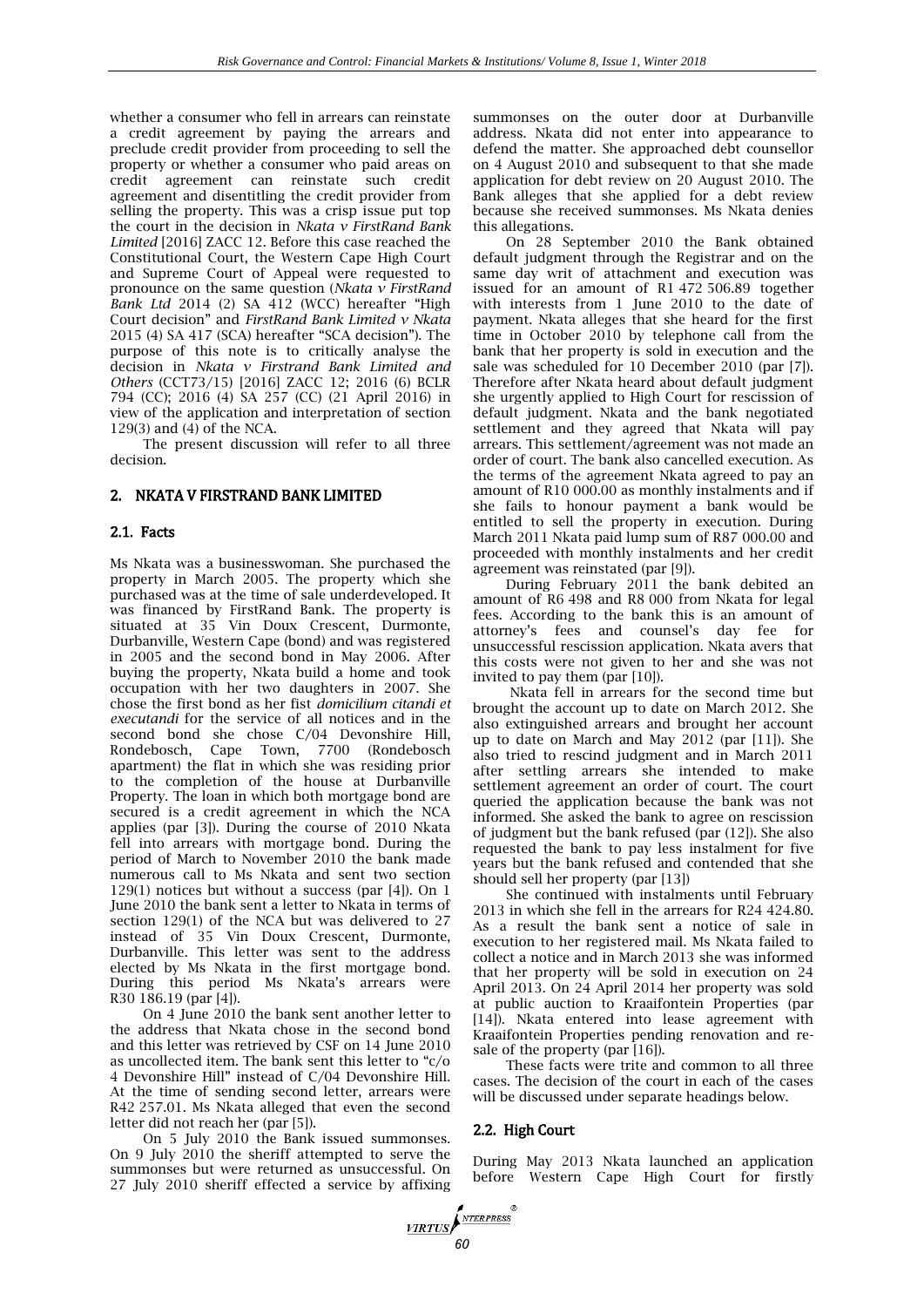whether a consumer who fell in arrears can reinstate a credit agreement by paying the arrears and preclude credit provider from proceeding to sell the property or whether a consumer who paid areas on credit agreement can reinstate such credit agreement and disentitling the credit provider from selling the property. This was a crisp issue put top the court in the decision in *Nkata v FirstRand Bank Limited* [2016] ZACC 12. Before this case reached the Constitutional Court, the Western Cape High Court and Supreme Court of Appeal were requested to pronounce on the same question (*Nkata v FirstRand Bank Ltd* 2014 (2) SA 412 (WCC) hereafter "High Court decision" and *FirstRand Bank Limited v Nkata* 2015 (4) SA 417 (SCA) hereafter "SCA decision"). The purpose of this note is to critically analyse the decision in *Nkata v Firstrand Bank Limited and Others* (CCT73/15) [2016] ZACC 12; 2016 (6) BCLR 794 (CC); 2016 (4) SA 257 (CC) (21 April 2016) in view of the application and interpretation of section 129(3) and (4) of the NCA.

The present discussion will refer to all three decision.

## 2. NKATA V FIRSTRAND BANK LIMITED

### 2.1. Facts

Ms Nkata was a businesswoman. She purchased the property in March 2005. The property which she purchased was at the time of sale underdeveloped. It was financed by FirstRand Bank. The property is situated at 35 Vin Doux Crescent, Durmonte, Durbanville, Western Cape (bond) and was registered in 2005 and the second bond in May 2006. After buying the property, Nkata build a home and took occupation with her two daughters in 2007. She chose the first bond as her fist *domicilium citandi et executandi* for the service of all notices and in the second bond she chose C/04 Devonshire Hill, Rondebosch, Cape Town, 7700 (Rondebosch apartment) the flat in which she was residing prior to the completion of the house at Durbanville Property. The loan in which both mortgage bond are secured is a credit agreement in which the NCA applies (par [3]). During the course of 2010 Nkata fell into arrears with mortgage bond. During the period of March to November 2010 the bank made numerous call to Ms Nkata and sent two section 129(1) notices but without a success (par [4]). On 1 June 2010 the bank sent a letter to Nkata in terms of section 129(1) of the NCA but was delivered to 27 instead of 35 Vin Doux Crescent, Durmonte, Durbanville. This letter was sent to the address elected by Ms Nkata in the first mortgage bond. During this period Ms Nkata's arrears were R30 186.19 (par [4]).

On 4 June 2010 the bank sent another letter to the address that Nkata chose in the second bond and this letter was retrieved by CSF on 14 June 2010 as uncollected item. The bank sent this letter to "c/o 4 Devonshire Hill" instead of C/04 Devonshire Hill. At the time of sending second letter, arrears were R42 257.01. Ms Nkata alleged that even the second letter did not reach her (par [5]).

On 5 July 2010 the Bank issued summonses. On 9 July 2010 the sheriff attempted to serve the summonses but were returned as unsuccessful. On 27 July 2010 sheriff effected a service by affixing summonses on the outer door at Durbanville address. Nkata did not enter into appearance to defend the matter. She approached debt counsellor on 4 August 2010 and subsequent to that she made application for debt review on 20 August 2010. The Bank alleges that she applied for a debt review because she received summonses. Ms Nkata denies this allegations.

On 28 September 2010 the Bank obtained default judgment through the Registrar and on the same day writ of attachment and execution was issued for an amount of R1 472 506.89 together with interests from 1 June 2010 to the date of payment. Nkata alleges that she heard for the first time in October 2010 by telephone call from the bank that her property is sold in execution and the sale was scheduled for 10 December 2010 (par [7]). Therefore after Nkata heard about default judgment she urgently applied to High Court for rescission of default judgment. Nkata and the bank negotiated settlement and they agreed that Nkata will pay arrears. This settlement/agreement was not made an order of court. The bank also cancelled execution. As the terms of the agreement Nkata agreed to pay an amount of R10 000.00 as monthly instalments and if she fails to honour payment a bank would be entitled to sell the property in execution. During March 2011 Nkata paid lump sum of R87 000.00 and proceeded with monthly instalments and her credit agreement was reinstated (par [9]).

During February 2011 the bank debited an amount of R6 498 and R8 000 from Nkata for legal fees. According to the bank this is an amount of attorney's fees and counsel's day fee for unsuccessful rescission application. Nkata avers that this costs were not given to her and she was not invited to pay them (par [10]).

Nkata fell in arrears for the second time but brought the account up to date on March 2012. She also extinguished arrears and brought her account up to date on March and May 2012 (par [11]). She also tried to rescind judgment and in March 2011 after settling arrears she intended to make settlement agreement an order of court. The court queried the application because the bank was not informed. She asked the bank to agree on rescission of judgment but the bank refused (par (12]). She also requested the bank to pay less instalment for five years but the bank refused and contended that she should sell her property (par [13])

She continued with instalments until February 2013 in which she fell in the arrears for R24 424.80. As a result the bank sent a notice of sale in execution to her registered mail. Ms Nkata failed to collect a notice and in March 2013 she was informed that her property will be sold in execution on 24 April 2013. On 24 April 2014 her property was sold at public auction to Kraaifontein Properties (par [14]). Nkata entered into lease agreement with Kraaifontein Properties pending renovation and re-sale of the property (par [16]).

These facts were trite and common to all three cases. The decision of the court in each of the cases will be discussed under separate headings below.

### 2.2. High Court

During May 2013 Nkata launched an application before Western Cape High Court for firstly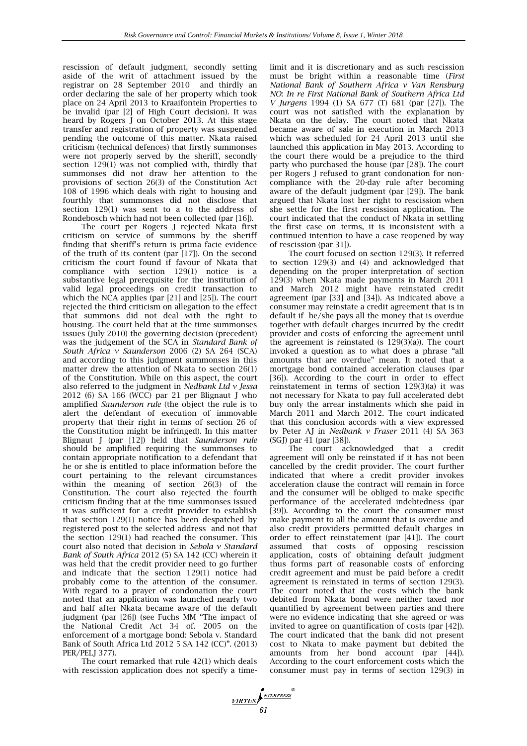rescission of default judgment, secondly setting aside of the writ of attachment issued by the registrar on 28 September 2010 and thirdly an order declaring the sale of her property which took place on 24 April 2013 to Kraaifontein Properties to be invalid (par [2] of High Court decision). It was heard by Rogers J on October 2013. At this stage transfer and registration of property was suspended pending the outcome of this matter. Nkata raised criticism (technical defences) that firstly summonses were not properly served by the sheriff, secondly section 129(1) was not complied with, thirdly that summonses did not draw her attention to the provisions of section 26(3) of the Constitution Act 108 of 1996 which deals with right to housing and fourthly that summonses did not disclose that section 129(1) was sent to a to the address of Rondebosch which had not been collected (par [16]).

The court per Rogers J rejected Nkata first criticism on service of summons by the sheriff finding that sheriff's return is prima facie evidence of the truth of its content (par [17]). On the second criticism the court found if favour of Nkata that compliance with section 129(1) notice is a substantive legal prerequisite for the institution of valid legal proceedings on credit transaction to which the NCA applies (par [21] and [25]). The court rejected the third criticism on allegation to the effect that summons did not deal with the right to housing. The court held that at the time summonses issues (July 2010) the governing decision (precedent) was the judgement of the SCA in *Standard Bank of South Africa v Saunderson* 2006 (2) SA 264 (SCA) and according to this judgment summonses in this matter drew the attention of Nkata to section 26(1) of the Constitution. While on this aspect, the court also referred to the judgment in *Nedbank Ltd v Jessa* 2012 (6) SA 166 (WCC) par 21 per Blignaut J who amplified *Saunderson rule* (the object the rule is to alert the defendant of execution of immovable property that their right in terms of section 26 of the Constitution might be infringed). In this matter Blignaut J (par [12]) held that *Saunderson rule* should be amplified requiring the summonses to contain appropriate notification to a defendant that he or she is entitled to place information before the court pertaining to the relevant circumstances within the meaning of section 26(3) of the Constitution. The court also rejected the fourth criticism finding that at the time summonses issued it was sufficient for a credit provider to establish that section 129(1) notice has been despatched by registered post to the selected address and not that the section 129(1) had reached the consumer. This court also noted that decision in *Sebola v Standard Bank of South Africa* 2012 (5) SA 142 (CC) wherein it was held that the credit provider need to go further and indicate that the section 129(1) notice had probably come to the attention of the consumer. With regard to a prayer of condonation the court noted that an application was launched nearly two and half after Nkata became aware of the default judgment (par [26]) (see Fuchs MM "The impact of the National Credit Act 34 of. 2005 on the enforcement of a mortgage bond: Sebola v. Standard Bank of South Africa Ltd 2012 5 SA 142 (CC)". (2013) PER/PELJ 377).

The court remarked that rule 42(1) which deals with rescission application does not specify a time-limit and it is discretionary and as such rescission must be bright within a reasonable time (*First National Bank of Southern Africa v Van Rensburg NO*: *In re First National Bank of Southern Africa Ltd V Jurgens* 1994 (1) SA 677 (T) 681 (par [27]). The court was not satisfied with the explanation by Nkata on the delay. The court noted that Nkata became aware of sale in execution in March 2013 which was scheduled for 24 April 2013 until she launched this application in May 2013. According to the court there would be a prejudice to the third party who purchased the house (par [28]). The court per Rogers J refused to grant condonation for non-compliance with the 20-day rule after becoming aware of the default judgment (par [29]). The bank argued that Nkata lost her right to rescission when she settle for the first rescission application. The court indicated that the conduct of Nkata in settling the first case on terms, it is inconsistent with a continued intention to have a case reopened by way of rescission (par 31]).

The court focused on section 129(3). It referred to section 129(3) and (4) and acknowledged that depending on the proper interpretation of section 129(3) when Nkata made payments in March 2011 and March 2012 might have reinstated credit agreement (par [33] and [34]). As indicated above a consumer may reinstate a credit agreement that is in default if he/she pays all the money that is overdue together with default charges incurred by the credit provider and costs of enforcing the agreement until the agreement is reinstated (s 129(3)(a)). The court invoked a question as to what does a phrase "all amounts that are overdue" mean. It noted that a mortgage bond contained acceleration clauses (par [36]). According to the court in order to effect reinstatement in terms of section 129(3)(a) it was not necessary for Nkata to pay full accelerated debt buy only the arrear instalments which she paid in March 2011 and March 2012. The court indicated that this conclusion accords with a view expressed by Peter AJ in *Nedbank v Fraser* 2011 (4) SA 363 (SGJ) par 41 (par [38]).

The court acknowledged that a credit agreement will only be reinstated if it has not been cancelled by the credit provider. The court further indicated that where a credit provider invokes acceleration clause the contract will remain in force and the consumer will be obliged to make specific performance of the accelerated indebtedness (par [39]). According to the court the consumer must make payment to all the amount that is overdue and also credit providers permitted default charges in order to effect reinstatement (par [41]). The court assumed that costs of opposing rescission application, costs of obtaining default judgment thus forms part of reasonable costs of enforcing credit agreement and must be paid before a credit agreement is reinstated in terms of section 129(3). The court noted that the costs which the bank debited from Nkata bond were neither taxed nor quantified by agreement between parties and there were no evidence indicating that she agreed or was invited to agree on quantification of costs (par [42]). The court indicated that the bank did not present cost to Nkata to make payment but debited the amounts from her bond account (par [44]). According to the court enforcement costs which the consumer must pay in terms of section 129(3) in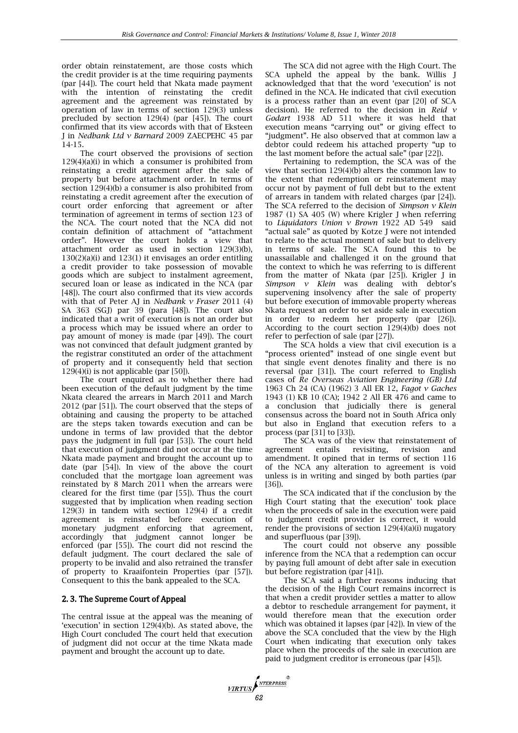order obtain reinstatement, are those costs which the credit provider is at the time requiring payments (par [44]). The court held that Nkata made payment with the intention of reinstating the credit agreement and the agreement was reinstated by operation of law in terms of section 129(3) unless precluded by section 129(4) (par [45]). The court confirmed that its view accords with that of Eksteen J in *Nedbank Ltd v Barnard* 2009 ZAECPEHC 45 par 14-15.

The court observed the provisions of section 129(4)(a)(i) in which a consumer is prohibited from reinstating a credit agreement after the sale of property but before attachment order. In terms of section 129(4)(b) a consumer is also prohibited from reinstating a credit agreement after the execution of court order enforcing that agreement or after termination of agreement in terms of section 123 of the NCA. The court noted that the NCA did not contain definition of attachment of "attachment order". However the court holds a view that attachment order as used in section 129(3)(b), 130(2)(a)(i) and 123(1) it envisages an order entitling a credit provider to take possession of movable goods which are subject to instalment agreement, secured loan or lease as indicated in the NCA (par [48]). The court also confirmed that its view accords with that of Peter AJ in *Nedbank v Fraser* 2011 (4) SA 363 (SGJ) par 39 (para [48]). The court also indicated that a writ of execution is not an order but a process which may be issued where an order to pay amount of money is made (par [49]). The court was not convinced that default judgment granted by the registrar constituted an order of the attachment of property and it consequently held that section 129(4)(i) is not applicable (par [50]).

The court enquired as to whether there had been execution of the default judgment by the time Nkata cleared the arrears in March 2011 and March 2012 (par [51]). The court observed that the steps of obtaining and causing the property to be attached are the steps taken towards execution and can be undone in terms of law provided that the debtor pays the judgment in full (par [53]). The court held that execution of judgment did not occur at the time Nkata made payment and brought the account up to date (par [54]). In view of the above the court concluded that the mortgage loan agreement was reinstated by 8 March 2011 when the arrears were cleared for the first time (par [55]). Thus the court suggested that by implication when reading section 129(3) in tandem with section 129(4) if a credit agreement is reinstated before execution of monetary judgment enforcing that agreement, accordingly that judgment cannot longer be enforced (par [55]). The court did not rescind the default judgment. The court declared the sale of property to be invalid and also retrained the transfer of property to Kraaifontein Properties (par [57]). Consequent to this the bank appealed to the SCA.

## 2. 3. The Supreme Court of Appeal

The central issue at the appeal was the meaning of 'execution' in section 129(4)(b). As stated above, the High Court concluded The court held that execution of judgment did not occur at the time Nkata made payment and brought the account up to date.

The SCA did not agree with the High Court. The SCA upheld the appeal by the bank. Willis J acknowledged that that the word 'execution' is not defined in the NCA. He indicated that civil execution is a process rather than an event (par [20] of SCA decision). He referred to the decision in *Reid v Godart* 1938 AD 511 where it was held that execution means "carrying out" or giving effect to "judgment". He also observed that at common law a debtor could redeem his attached property "up to the last moment before the actual sale" (par [22]).

Pertaining to redemption, the SCA was of the view that section 129(4)(b) alters the common law to the extent that redemption or reinstatement may occur not by payment of full debt but to the extent of arrears in tandem with related charges (par [24]). The SCA referred to the decision of *Simpson v Klein* 1987 (1) SA 405 (W) where Krigler J when referring to *Liquidators Union v Brown* 1922 AD 549 said "actual sale" as quoted by Kotze J were not intended to relate to the actual moment of sale but to delivery in terms of sale. The SCA found this to be unassailable and challenged it on the ground that the context to which he was referring to is different from the matter of Nkata (par [25]). Krigler J in *Simpson v Klein* was dealing with debtor's supervening insolvency after the sale of property but before execution of immovable property whereas Nkata request an order to set aside sale in execution in order to redeem her property (par [26]). According to the court section 129(4)(b) does not refer to perfection of sale (par [27]).

The SCA holds a view that civil execution is a "process oriented" instead of one single event but that single event denotes finality and there is no reversal (par [31]). The court referred to English cases of *Re Overseas Aviation Engineering (GB) Ltd* 1963 Ch 24 (CA) (1962) 3 All ER 12, *Fagot v Gaches* 1943 (1) KB 10 (CA); 1942 2 All ER 476 and came to a conclusion that judicially there is general consensus across the board not in South Africa only but also in England that execution refers to a process (par [31] to [33]).

The SCA was of the view that reinstatement of agreement entails revisiting, revision and amendment. It opined that in terms of section 116 of the NCA any alteration to agreement is void unless is in writing and singed by both parties (par [36]).

The SCA indicated that if the conclusion by the High Court stating that the execution' took place when the proceeds of sale in the execution were paid to judgment credit provider is correct, it would render the provisions of section 129(4)(a)(i) nugatory and superfluous (par [39]).

The court could not observe any possible inference from the NCA that a redemption can occur by paying full amount of debt after sale in execution but before registration (par [41]).

The SCA said a further reasons inducing that the decision of the High Court remains incorrect is that when a credit provider settles a matter to allow a debtor to reschedule arrangement for payment, it would therefore mean that the execution order which was obtained it lapses (par [42]). In view of the above the SCA concluded that the view by the High Court when indicating that execution only takes place when the proceeds of the sale in execution are paid to judgment creditor is erroneous (par [45]).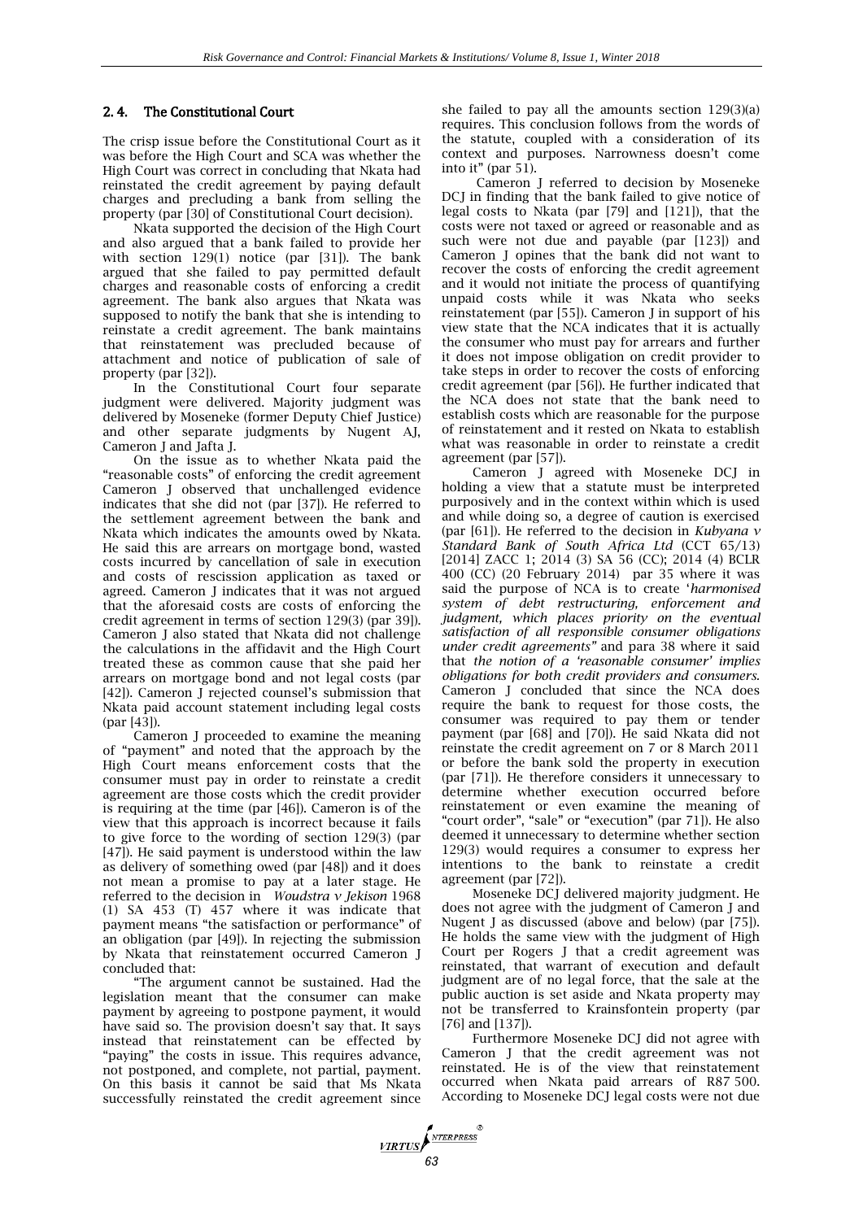### 2. 4. The Constitutional Court

The crisp issue before the Constitutional Court as it was before the High Court and SCA was whether the High Court was correct in concluding that Nkata had reinstated the credit agreement by paying default charges and precluding a bank from selling the property (par [30] of Constitutional Court decision).

Nkata supported the decision of the High Court and also argued that a bank failed to provide her with section 129(1) notice (par [31]). The bank argued that she failed to pay permitted default charges and reasonable costs of enforcing a credit agreement. The bank also argues that Nkata was supposed to notify the bank that she is intending to reinstate a credit agreement. The bank maintains that reinstatement was precluded because of attachment and notice of publication of sale of property (par [32]).

In the Constitutional Court four separate judgment were delivered. Majority judgment was delivered by Moseneke (former Deputy Chief Justice) and other separate judgments by Nugent AJ, Cameron J and Jafta J.

On the issue as to whether Nkata paid the "reasonable costs" of enforcing the credit agreement Cameron J observed that unchallenged evidence indicates that she did not (par [37]). He referred to the settlement agreement between the bank and Nkata which indicates the amounts owed by Nkata. He said this are arrears on mortgage bond, wasted costs incurred by cancellation of sale in execution and costs of rescission application as taxed or agreed. Cameron J indicates that it was not argued that the aforesaid costs are costs of enforcing the credit agreement in terms of section 129(3) (par 39]). Cameron J also stated that Nkata did not challenge the calculations in the affidavit and the High Court treated these as common cause that she paid her arrears on mortgage bond and not legal costs (par [42]). Cameron J rejected counsel's submission that Nkata paid account statement including legal costs (par [43]).

Cameron J proceeded to examine the meaning of "payment" and noted that the approach by the High Court means enforcement costs that the consumer must pay in order to reinstate a credit agreement are those costs which the credit provider is requiring at the time (par [46]). Cameron is of the view that this approach is incorrect because it fails to give force to the wording of section 129(3) (par [47]). He said payment is understood within the law as delivery of something owed (par [48]) and it does not mean a promise to pay at a later stage. He referred to the decision in *Woudstra v Jekison* 1968 (1) SA 453 (T) 457 where it was indicate that payment means "the satisfaction or performance" of an obligation (par [49]). In rejecting the submission by Nkata that reinstatement occurred Cameron J concluded that:

"The argument cannot be sustained. Had the legislation meant that the consumer can make payment by agreeing to postpone payment, it would have said so. The provision doesn't say that. It says instead that reinstatement can be effected by "paying" the costs in issue. This requires advance, not postponed, and complete, not partial, payment. On this basis it cannot be said that Ms Nkata successfully reinstated the credit agreement since she failed to pay all the amounts section 129(3)(a) requires. This conclusion follows from the words of the statute, coupled with a consideration of its context and purposes. Narrowness doesn't come into it" (par 51).

Cameron J referred to decision by Moseneke DCJ in finding that the bank failed to give notice of legal costs to Nkata (par [79] and [121]), that the costs were not taxed or agreed or reasonable and as such were not due and payable (par [123]) and Cameron J opines that the bank did not want to recover the costs of enforcing the credit agreement and it would not initiate the process of quantifying unpaid costs while it was Nkata who seeks reinstatement (par [55]). Cameron J in support of his view state that the NCA indicates that it is actually the consumer who must pay for arrears and further it does not impose obligation on credit provider to take steps in order to recover the costs of enforcing credit agreement (par [56]). He further indicated that the NCA does not state that the bank need to establish costs which are reasonable for the purpose of reinstatement and it rested on Nkata to establish what was reasonable in order to reinstate a credit agreement (par [57]).

Cameron J agreed with Moseneke DCJ in holding a view that a statute must be interpreted purposively and in the context within which is used and while doing so, a degree of caution is exercised (par [61]). He referred to the decision in *Kubyana v Standard Bank of South Africa Ltd* (CCT 65/13) [2014] ZACC 1; 2014 (3) SA 56 (CC); 2014 (4) BCLR 400 (CC) (20 February 2014) par 35 where it was said the purpose of NCA is to create '*harmonised system of debt restructuring, enforcement and judgment, which places priority on the eventual satisfaction of all responsible consumer obligations under credit agreements"* and para 38 where it said that *the notion of a 'reasonable consumer' implies obligations for both credit providers and consumers.* Cameron J concluded that since the NCA does require the bank to request for those costs, the consumer was required to pay them or tender payment (par [68] and [70]). He said Nkata did not reinstate the credit agreement on 7 or 8 March 2011 or before the bank sold the property in execution (par [71]). He therefore considers it unnecessary to determine whether execution occurred before reinstatement or even examine the meaning of "court order", "sale" or "execution" (par 71]). He also deemed it unnecessary to determine whether section 129(3) would requires a consumer to express her intentions to the bank to reinstate a credit agreement (par [72]).

Moseneke DCJ delivered majority judgment. He does not agree with the judgment of Cameron J and Nugent J as discussed (above and below) (par [75]). He holds the same view with the judgment of High Court per Rogers J that a credit agreement was reinstated, that warrant of execution and default judgment are of no legal force, that the sale at the public auction is set aside and Nkata property may not be transferred to Krainsfontein property (par [76] and [137]).

Furthermore Moseneke DCJ did not agree with Cameron J that the credit agreement was not reinstated. He is of the view that reinstatement occurred when Nkata paid arrears of R87 500. According to Moseneke DCJ legal costs were not due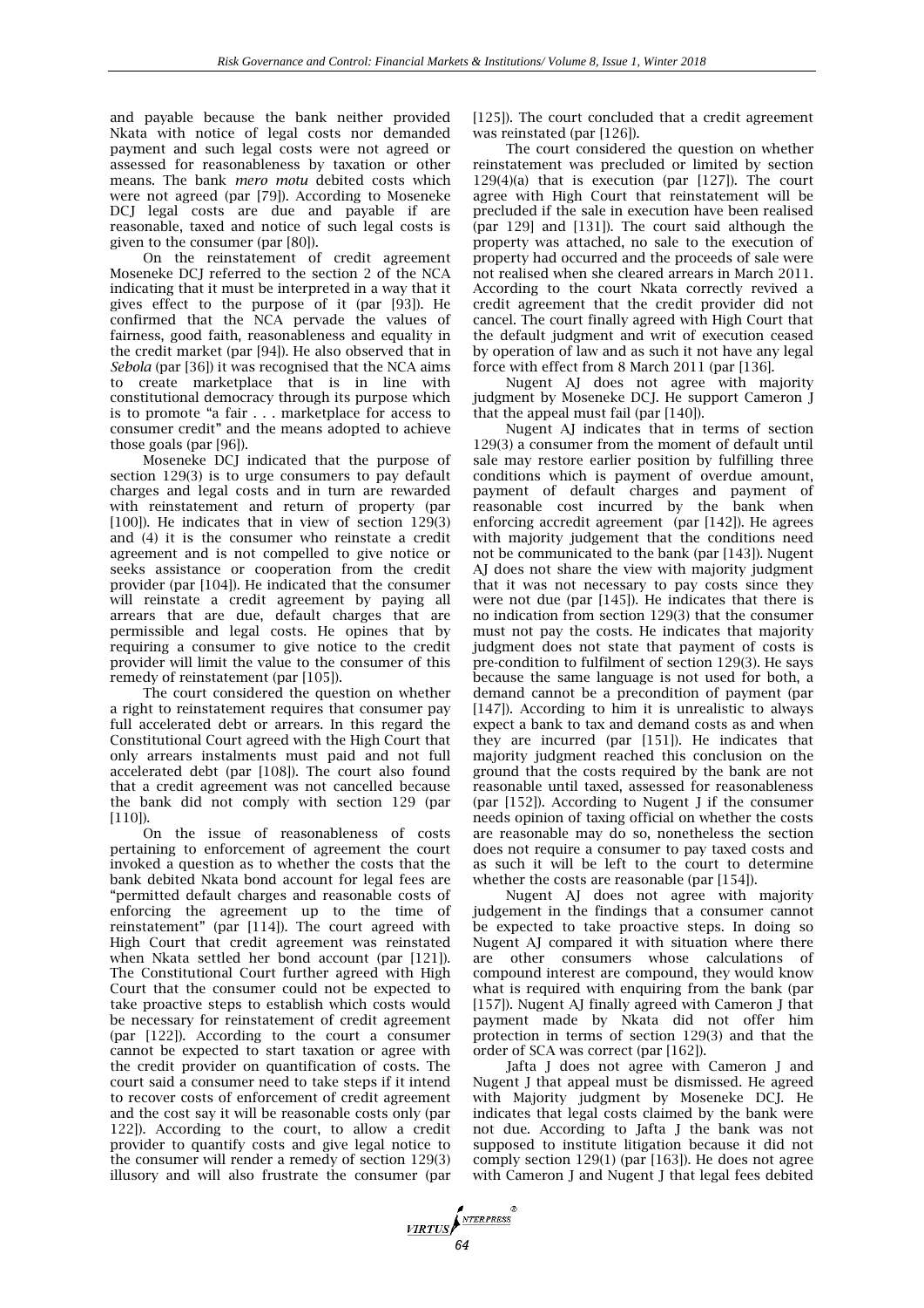and payable because the bank neither provided Nkata with notice of legal costs nor demanded payment and such legal costs were not agreed or assessed for reasonableness by taxation or other means. The bank *mero motu* debited costs which were not agreed (par [79]). According to Moseneke DCJ legal costs are due and payable if are reasonable, taxed and notice of such legal costs is given to the consumer (par [80]).

On the reinstatement of credit agreement Moseneke DCJ referred to the section 2 of the NCA indicating that it must be interpreted in a way that it gives effect to the purpose of it (par [93]). He confirmed that the NCA pervade the values of fairness, good faith, reasonableness and equality in the credit market (par [94]). He also observed that in *Sebola* (par [36]) it was recognised that the NCA aims to create marketplace that is in line with constitutional democracy through its purpose which is to promote "a fair . . . marketplace for access to consumer credit" and the means adopted to achieve those goals (par [96]).

Moseneke DCJ indicated that the purpose of section 129(3) is to urge consumers to pay default charges and legal costs and in turn are rewarded with reinstatement and return of property (par [100]). He indicates that in view of section 129(3) and (4) it is the consumer who reinstate a credit agreement and is not compelled to give notice or seeks assistance or cooperation from the credit provider (par [104]). He indicated that the consumer will reinstate a credit agreement by paying all arrears that are due, default charges that are permissible and legal costs. He opines that by requiring a consumer to give notice to the credit provider will limit the value to the consumer of this remedy of reinstatement (par [105]).

The court considered the question on whether a right to reinstatement requires that consumer pay full accelerated debt or arrears. In this regard the Constitutional Court agreed with the High Court that only arrears instalments must paid and not full accelerated debt (par [108]). The court also found that a credit agreement was not cancelled because the bank did not comply with section 129 (par [110]).

On the issue of reasonableness of costs pertaining to enforcement of agreement the court invoked a question as to whether the costs that the bank debited Nkata bond account for legal fees are "permitted default charges and reasonable costs of enforcing the agreement up to the time of reinstatement" (par [114]). The court agreed with High Court that credit agreement was reinstated when Nkata settled her bond account (par [121]). The Constitutional Court further agreed with High Court that the consumer could not be expected to take proactive steps to establish which costs would be necessary for reinstatement of credit agreement (par [122]). According to the court a consumer cannot be expected to start taxation or agree with the credit provider on quantification of costs. The court said a consumer need to take steps if it intend to recover costs of enforcement of credit agreement and the cost say it will be reasonable costs only (par 122]). According to the court, to allow a credit provider to quantify costs and give legal notice to the consumer will render a remedy of section 129(3) illusory and will also frustrate the consumer (par [125]). The court concluded that a credit agreement was reinstated (par [126]).

The court considered the question on whether reinstatement was precluded or limited by section 129(4)(a) that is execution (par [127]). The court agree with High Court that reinstatement will be precluded if the sale in execution have been realised (par 129] and [131]). The court said although the property was attached, no sale to the execution of property had occurred and the proceeds of sale were not realised when she cleared arrears in March 2011. According to the court Nkata correctly revived a credit agreement that the credit provider did not cancel. The court finally agreed with High Court that the default judgment and writ of execution ceased by operation of law and as such it not have any legal force with effect from 8 March 2011 (par [136].

Nugent AJ does not agree with majority judgment by Moseneke DCJ. He support Cameron J that the appeal must fail (par [140]).

Nugent AJ indicates that in terms of section 129(3) a consumer from the moment of default until sale may restore earlier position by fulfilling three conditions which is payment of overdue amount, payment of default charges and payment of reasonable cost incurred by the bank when enforcing accredit agreement (par [142]). He agrees with majority judgement that the conditions need not be communicated to the bank (par [143]). Nugent AJ does not share the view with majority judgment that it was not necessary to pay costs since they were not due (par [145]). He indicates that there is no indication from section 129(3) that the consumer must not pay the costs. He indicates that majority judgment does not state that payment of costs is pre-condition to fulfilment of section 129(3). He says because the same language is not used for both, a demand cannot be a precondition of payment (par [147]). According to him it is unrealistic to always expect a bank to tax and demand costs as and when they are incurred (par [151]). He indicates that majority judgment reached this conclusion on the ground that the costs required by the bank are not reasonable until taxed, assessed for reasonableness (par [152]). According to Nugent J if the consumer needs opinion of taxing official on whether the costs are reasonable may do so, nonetheless the section does not require a consumer to pay taxed costs and as such it will be left to the court to determine whether the costs are reasonable (par [154]).

Nugent AJ does not agree with majority judgement in the findings that a consumer cannot be expected to take proactive steps. In doing so Nugent AJ compared it with situation where there are other consumers whose calculations of compound interest are compound, they would know what is required with enquiring from the bank (par [157]). Nugent AJ finally agreed with Cameron J that payment made by Nkata did not offer him protection in terms of section 129(3) and that the order of SCA was correct (par [162]).

Jafta J does not agree with Cameron J and Nugent J that appeal must be dismissed. He agreed with Majority judgment by Moseneke DCJ. He indicates that legal costs claimed by the bank were not due. According to Jafta J the bank was not supposed to institute litigation because it did not comply section 129(1) (par [163]). He does not agree with Cameron J and Nugent J that legal fees debited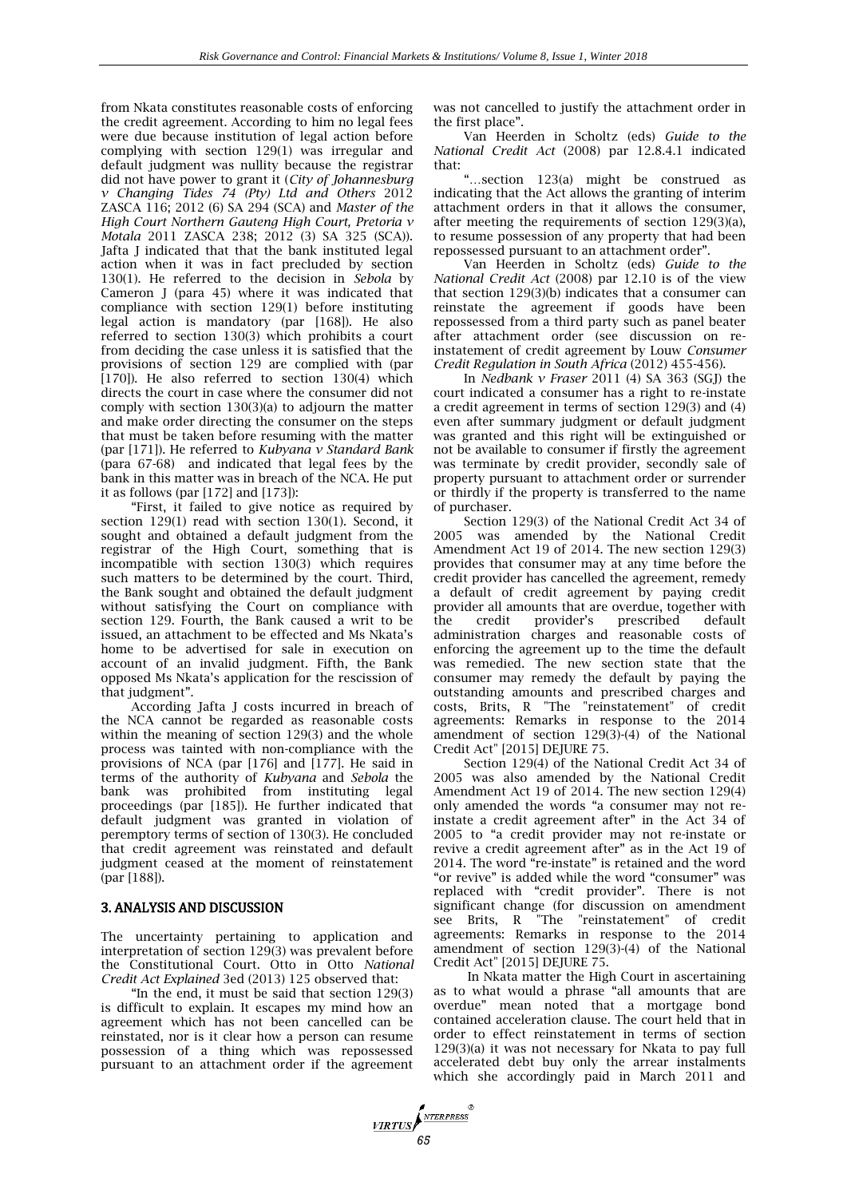from Nkata constitutes reasonable costs of enforcing the credit agreement. According to him no legal fees were due because institution of legal action before complying with section 129(1) was irregular and default judgment was nullity because the registrar did not have power to grant it (*City of Johannesburg v Changing Tides 74 (Pty) Ltd and Others* 2012 ZASCA 116; 2012 (6) SA 294 (SCA) and *Master of the High Court Northern Gauteng High Court, Pretoria v Motala* 2011 ZASCA 238; 2012 (3) SA 325 (SCA)). Jafta J indicated that that the bank instituted legal action when it was in fact precluded by section 130(1). He referred to the decision in *Sebola* by Cameron J (para 45) where it was indicated that compliance with section 129(1) before instituting legal action is mandatory (par [168]). He also referred to section 130(3) which prohibits a court from deciding the case unless it is satisfied that the provisions of section 129 are complied with (par [170]). He also referred to section 130(4) which directs the court in case where the consumer did not comply with section 130(3)(a) to adjourn the matter and make order directing the consumer on the steps that must be taken before resuming with the matter (par [171]). He referred to *Kubyana v Standard Bank* (para 67-68) and indicated that legal fees by the bank in this matter was in breach of the NCA. He put it as follows (par [172] and [173]):

"First, it failed to give notice as required by section 129(1) read with section 130(1). Second, it sought and obtained a default judgment from the registrar of the High Court, something that is incompatible with section 130(3) which requires such matters to be determined by the court. Third, the Bank sought and obtained the default judgment without satisfying the Court on compliance with section 129. Fourth, the Bank caused a writ to be issued, an attachment to be effected and Ms Nkata's home to be advertised for sale in execution on account of an invalid judgment. Fifth, the Bank opposed Ms Nkata's application for the rescission of that judgment".

According Jafta J costs incurred in breach of the NCA cannot be regarded as reasonable costs within the meaning of section 129(3) and the whole process was tainted with non-compliance with the provisions of NCA (par [176] and [177]. He said in terms of the authority of *Kubyana* and *Sebola* the bank was prohibited from instituting legal proceedings (par [185]). He further indicated that default judgment was granted in violation of peremptory terms of section of 130(3). He concluded that credit agreement was reinstated and default judgment ceased at the moment of reinstatement (par [188]).

## 3. ANALYSIS AND DISCUSSION

The uncertainty pertaining to application and interpretation of section 129(3) was prevalent before the Constitutional Court. Otto in Otto *National Credit Act Explained* 3ed (2013) 125 observed that:

"In the end, it must be said that section 129(3) is difficult to explain. It escapes my mind how an agreement which has not been cancelled can be reinstated, nor is it clear how a person can resume possession of a thing which was repossessed pursuant to an attachment order if the agreement was not cancelled to justify the attachment order in the first place".

Van Heerden in Scholtz (eds) *Guide to the National Credit Act* (2008) par 12.8.4.1 indicated that:

"…section 123(a) might be construed as indicating that the Act allows the granting of interim attachment orders in that it allows the consumer, after meeting the requirements of section 129(3)(a), to resume possession of any property that had been repossessed pursuant to an attachment order".

Van Heerden in Scholtz (eds) *Guide to the National Credit Act* (2008) par 12.10 is of the view that section 129(3)(b) indicates that a consumer can reinstate the agreement if goods have been repossessed from a third party such as panel beater after attachment order (see discussion on re-instatement of credit agreement by Louw *Consumer Credit Regulation in South Africa* (2012) 455-456).

In *Nedbank v Fraser* 2011 (4) SA 363 (SGJ) the court indicated a consumer has a right to re-instate a credit agreement in terms of section 129(3) and (4) even after summary judgment or default judgment was granted and this right will be extinguished or not be available to consumer if firstly the agreement was terminate by credit provider, secondly sale of property pursuant to attachment order or surrender or thirdly if the property is transferred to the name of purchaser.

Section 129(3) of the National Credit Act 34 of 2005 was amended by the National Credit Amendment Act 19 of 2014. The new section 129(3) provides that consumer may at any time before the credit provider has cancelled the agreement, remedy a default of credit agreement by paying credit provider all amounts that are overdue, together with the credit provider's prescribed default administration charges and reasonable costs of enforcing the agreement up to the time the default was remedied. The new section state that the consumer may remedy the default by paying the outstanding amounts and prescribed charges and costs, Brits, R "The "reinstatement" of credit agreements: Remarks in response to the 2014 amendment of section 129(3)-(4) of the National Credit Act" [2015] DEJURE 75.

Section 129(4) of the National Credit Act 34 of 2005 was also amended by the National Credit Amendment Act 19 of 2014. The new section 129(4) only amended the words "a consumer may not re-instate a credit agreement after" in the Act 34 of 2005 to "a credit provider may not re-instate or revive a credit agreement after" as in the Act 19 of 2014. The word "re-instate" is retained and the word "or revive" is added while the word "consumer" was replaced with "credit provider". There is not significant change (for discussion on amendment see Brits, R "The "reinstatement" of credit agreements: Remarks in response to the 2014 amendment of section 129(3)-(4) of the National Credit Act" [2015] DEJURE 75.

In Nkata matter the High Court in ascertaining as to what would a phrase "all amounts that are overdue" mean noted that a mortgage bond contained acceleration clause. The court held that in order to effect reinstatement in terms of section 129(3)(a) it was not necessary for Nkata to pay full accelerated debt buy only the arrear instalments which she accordingly paid in March 2011 and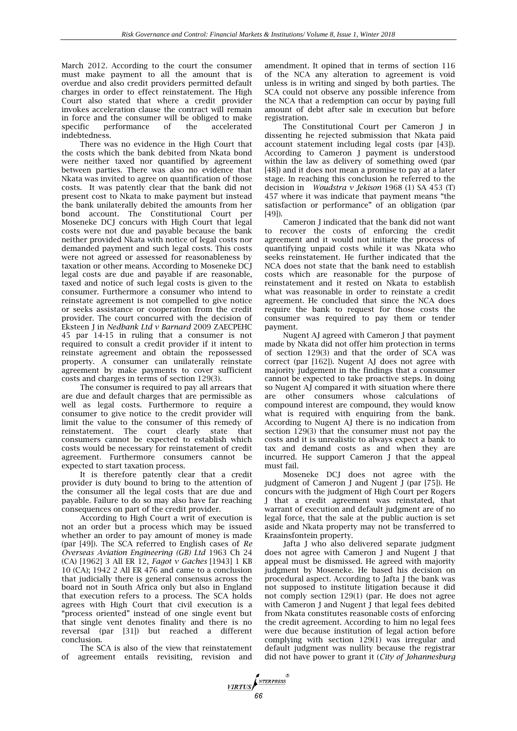March 2012. According to the court the consumer must make payment to all the amount that is overdue and also credit providers permitted default charges in order to effect reinstatement. The High Court also stated that where a credit provider invokes acceleration clause the contract will remain in force and the consumer will be obliged to make specific performance of the accelerated indebtedness.

There was no evidence in the High Court that the costs which the bank debited from Nkata bond were neither taxed nor quantified by agreement between parties. There was also no evidence that Nkata was invited to agree on quantification of those costs. It was patently clear that the bank did not present cost to Nkata to make payment but instead the bank unilaterally debited the amounts from her bond account. The Constitutional Court per Moseneke DCJ concurs with High Court that legal costs were not due and payable because the bank neither provided Nkata with notice of legal costs nor demanded payment and such legal costs. This costs were not agreed or assessed for reasonableness by taxation or other means. According to Moseneke DCJ legal costs are due and payable if are reasonable, taxed and notice of such legal costs is given to the consumer. Furthermore a consumer who intend to reinstate agreement is not compelled to give notice or seeks assistance or cooperation from the credit provider. The court concurred with the decision of Eksteen J in *Nedbank Ltd v Barnard* 2009 ZAECPEHC 45 par 14-15 in ruling that a consumer is not required to consult a credit provider if it intent to reinstate agreement and obtain the repossessed property. A consumer can unilaterally reinstate agreement by make payments to cover sufficient costs and charges in terms of section 129(3).

The consumer is required to pay all arrears that are due and default charges that are permissible as well as legal costs. Furthermore to require a consumer to give notice to the credit provider will limit the value to the consumer of this remedy of reinstatement. The court clearly state that consumers cannot be expected to establish which costs would be necessary for reinstatement of credit agreement. Furthermore consumers cannot be expected to start taxation process.

It is therefore patently clear that a credit provider is duty bound to bring to the attention of the consumer all the legal costs that are due and payable. Failure to do so may also have far reaching consequences on part of the credit provider.

According to High Court a writ of execution is not an order but a process which may be issued whether an order to pay amount of money is made (par [49]). The SCA referred to English cases of *Re Overseas Aviation Engineering (GB) Ltd* 1963 Ch 24 (CA) [1962] 3 All ER 12, *Fagot v Gaches* [1943] 1 KB 10 (CA); 1942 2 All ER 476 and came to a conclusion that judicially there is general consensus across the board not in South Africa only but also in England that execution refers to a process. The SCA holds agrees with High Court that civil execution is a "process oriented" instead of one single event but that single vent denotes finality and there is no reversal (par [31]) but reached a different conclusion.

The SCA is also of the view that reinstatement of agreement entails revisiting, revision and amendment. It opined that in terms of section 116 of the NCA any alteration to agreement is void unless is in writing and singed by both parties. The SCA could not observe any possible inference from the NCA that a redemption can occur by paying full amount of debt after sale in execution but before registration.

The Constitutional Court per Cameron J in dissenting he rejected submission that Nkata paid account statement including legal costs (par [43]). According to Cameron J payment is understood within the law as delivery of something owed (par [48]) and it does not mean a promise to pay at a later stage. In reaching this conclusion he referred to the decision in *Woudstra v Jekison* 1968 (1) SA 453 (T) 457 where it was indicate that payment means "the satisfaction or performance" of an obligation (par [49]).

Cameron J indicated that the bank did not want to recover the costs of enforcing the credit agreement and it would not initiate the process of quantifying unpaid costs while it was Nkata who seeks reinstatement. He further indicated that the NCA does not state that the bank need to establish costs which are reasonable for the purpose of reinstatement and it rested on Nkata to establish what was reasonable in order to reinstate a credit agreement. He concluded that since the NCA does require the bank to request for those costs the consumer was required to pay them or tender payment.

Nugent AJ agreed with Cameron J that payment made by Nkata did not offer him protection in terms of section 129(3) and that the order of SCA was correct (par [162]). Nugent AJ does not agree with majority judgement in the findings that a consumer cannot be expected to take proactive steps. In doing so Nugent AJ compared it with situation where there are other consumers whose calculations of compound interest are compound, they would know what is required with enquiring from the bank. According to Nugent AJ there is no indication from section 129(3) that the consumer must not pay the costs and it is unrealistic to always expect a bank to tax and demand costs as and when they are incurred. He support Cameron J that the appeal must fail.

Moseneke DCJ does not agree with the judgment of Cameron J and Nugent J (par [75]). He concurs with the judgment of High Court per Rogers J that a credit agreement was reinstated, that warrant of execution and default judgment are of no legal force, that the sale at the public auction is set aside and Nkata property may not be transferred to Kraainsfontein property.

Jafta J who also delivered separate judgment does not agree with Cameron J and Nugent J that appeal must be dismissed. He agreed with majority judgment by Moseneke. He based his decision on procedural aspect. According to Jafta J the bank was not supposed to institute litigation because it did not comply section 129(1) (par. He does not agree with Cameron J and Nugent J that legal fees debited from Nkata constitutes reasonable costs of enforcing the credit agreement. According to him no legal fees were due because institution of legal action before complying with section 129(1) was irregular and default judgment was nullity because the registrar did not have power to grant it (*City of Johannesburg*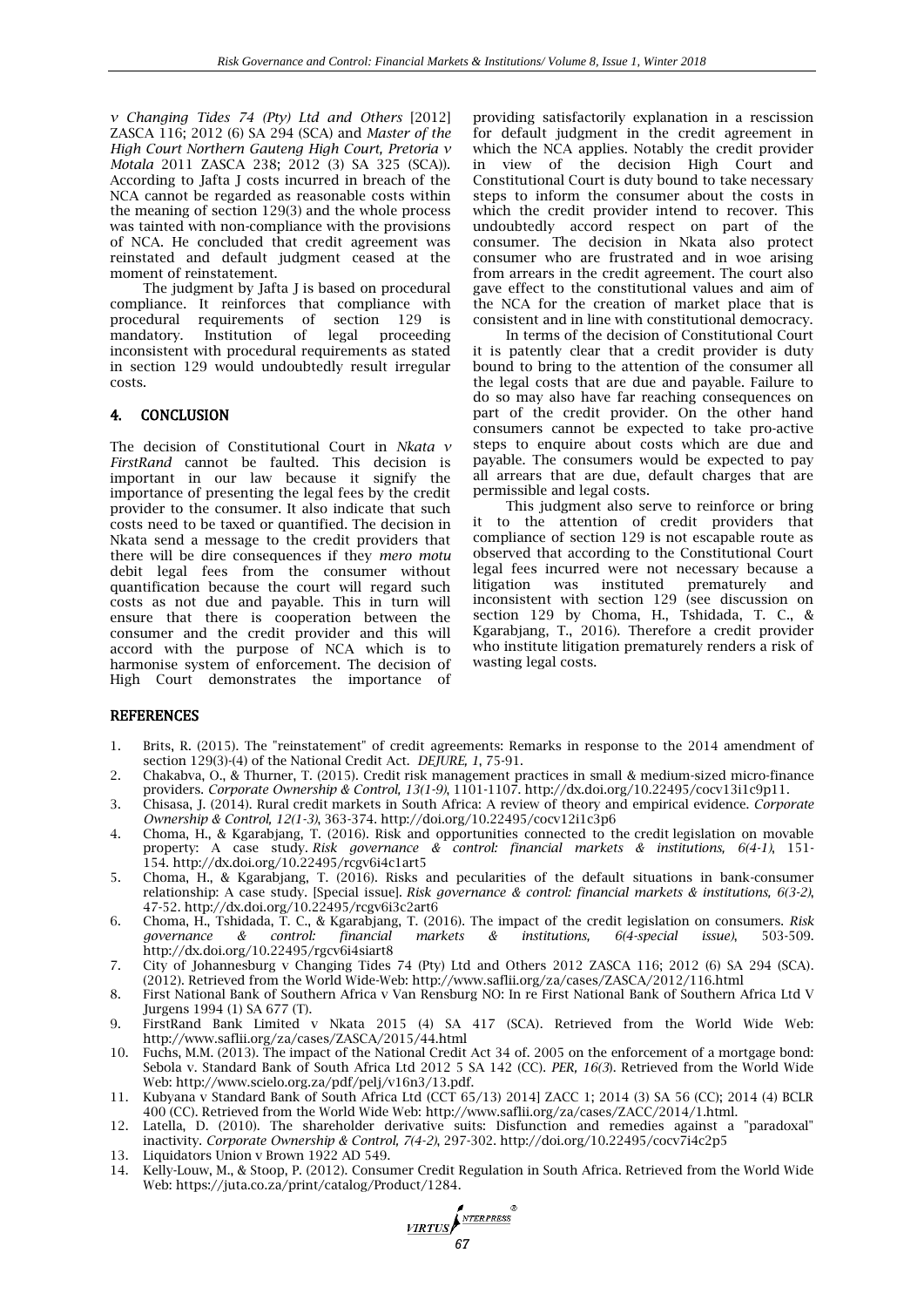*v Changing Tides 74 (Pty) Ltd and Others* [2012] ZASCA 116; 2012 (6) SA 294 (SCA) and *Master of the High Court Northern Gauteng High Court, Pretoria v Motala* 2011 ZASCA 238; 2012 (3) SA 325 (SCA)). According to Jafta J costs incurred in breach of the NCA cannot be regarded as reasonable costs within the meaning of section 129(3) and the whole process was tainted with non-compliance with the provisions of NCA. He concluded that credit agreement was reinstated and default judgment ceased at the moment of reinstatement.

The judgment by Jafta J is based on procedural compliance. It reinforces that compliance with procedural requirements of section 129 is mandatory. Institution of legal proceeding inconsistent with procedural requirements as stated in section 129 would undoubtedly result irregular costs.

## 4. CONCLUSION

The decision of Constitutional Court in *Nkata v FirstRand* cannot be faulted. This decision is important in our law because it signify the importance of presenting the legal fees by the credit provider to the consumer. It also indicate that such costs need to be taxed or quantified. The decision in Nkata send a message to the credit providers that there will be dire consequences if they *mero motu* debit legal fees from the consumer without quantification because the court will regard such costs as not due and payable. This in turn will ensure that there is cooperation between the consumer and the credit provider and this will accord with the purpose of NCA which is to harmonise system of enforcement. The decision of High Court demonstrates the importance of providing satisfactorily explanation in a rescission for default judgment in the credit agreement in which the NCA applies. Notably the credit provider in view of the decision High Court and Constitutional Court is duty bound to take necessary steps to inform the consumer about the costs in which the credit provider intend to recover. This undoubtedly accord respect on part of the consumer. The decision in Nkata also protect consumer who are frustrated and in woe arising from arrears in the credit agreement. The court also gave effect to the constitutional values and aim of the NCA for the creation of market place that is consistent and in line with constitutional democracy.

In terms of the decision of Constitutional Court it is patently clear that a credit provider is duty bound to bring to the attention of the consumer all the legal costs that are due and payable. Failure to do so may also have far reaching consequences on part of the credit provider. On the other hand consumers cannot be expected to take pro-active steps to enquire about costs which are due and payable. The consumers would be expected to pay all arrears that are due, default charges that are permissible and legal costs.

This judgment also serve to reinforce or bring it to the attention of credit providers that compliance of section 129 is not escapable route as observed that according to the Constitutional Court legal fees incurred were not necessary because a litigation was instituted prematurely and inconsistent with section 129 (see discussion on section 129 by Choma, H., Tshidada, T. C., & Kgarabjang, T., 2016). Therefore a credit provider who institute litigation prematurely renders a risk of wasting legal costs.

## REFERENCES

1. Brits, R. (2015). The "reinstatement" of credit agreements: Remarks in response to the 2014 amendment of section 129(3)-(4) of the National Credit Act. *DEJURE, 1*, 75-91.
2. Chakabva, O., & Thurner, T. (2015). Credit risk management practices in small & medium-sized micro-finance providers. *Corporate Ownership & Control, 13(1-9)*, 1101-1107. http://dx.doi.org/10.22495/cocv13i1c9p11.
3. Chisasa, J. (2014). Rural credit markets in South Africa: A review of theory and empirical evidence. *Corporate Ownership & Control, 12(1-3)*, 363-374. http://doi.org/10.22495/cocv12i1c3p6
4. Choma, H., & Kgarabjang, T. (2016). Risk and opportunities connected to the credit legislation on movable property: A case study. *Risk governance & control: financial markets & institutions, 6(4-1)*, 151-154. http://dx.doi.org/10.22495/rcgv6i4c1art5
5. Choma, H., & Kgarabjang, T. (2016). Risks and pecularities of the default situations in bank-consumer relationship: A case study. [Special issue]. *Risk governance & control: financial markets & institutions, 6(3-2)*, 47-52. http://dx.doi.org/10.22495/rcgv6i3c2art6
6. Choma, H., Tshidada, T. C., & Kgarabjang, T. (2016). The impact of the credit legislation on consumers. *Risk governance & control: financial markets & institutions, 6(4-special issue)*, 503-509. http://dx.doi.org/10.22495/rgcv6i4siart8
7. City of Johannesburg v Changing Tides 74 (Pty) Ltd and Others 2012 ZASCA 116; 2012 (6) SA 294 (SCA). (2012). Retrieved from the World Wide-Web: http://www.saflii.org/za/cases/ZASCA/2012/116.html
8. First National Bank of Southern Africa v Van Rensburg NO: In re First National Bank of Southern Africa Ltd V Jurgens 1994 (1) SA 677 (T).
9. FirstRand Bank Limited v Nkata 2015 (4) SA 417 (SCA). Retrieved from the World Wide Web: http://www.saflii.org/za/cases/ZASCA/2015/44.html
10. Fuchs, M.M. (2013). The impact of the National Credit Act 34 of. 2005 on the enforcement of a mortgage bond: Sebola v. Standard Bank of South Africa Ltd 2012 5 SA 142 (CC). *PER, 16(3)*. Retrieved from the World Wide Web: http://www.scielo.org.za/pdf/pelj/v16n3/13.pdf.
11. Kubyana v Standard Bank of South Africa Ltd (CCT 65/13) 2014] ZACC 1; 2014 (3) SA 56 (CC); 2014 (4) BCLR 400 (CC). Retrieved from the World Wide Web: http://www.saflii.org/za/cases/ZACC/2014/1.html.
12. Latella, D. (2010). The shareholder derivative suits: Disfunction and remedies against a "paradoxal" inactivity. *Corporate Ownership & Control, 7(4-2)*, 297-302. http://doi.org/10.22495/cocv7i4c2p5
13. Liquidators Union v Brown 1922 AD 549.
14. Kelly-Louw, M., & Stoop, P. (2012). Consumer Credit Regulation in South Africa. Retrieved from the World Wide Web: https://juta.co.za/print/catalog/Product/1284.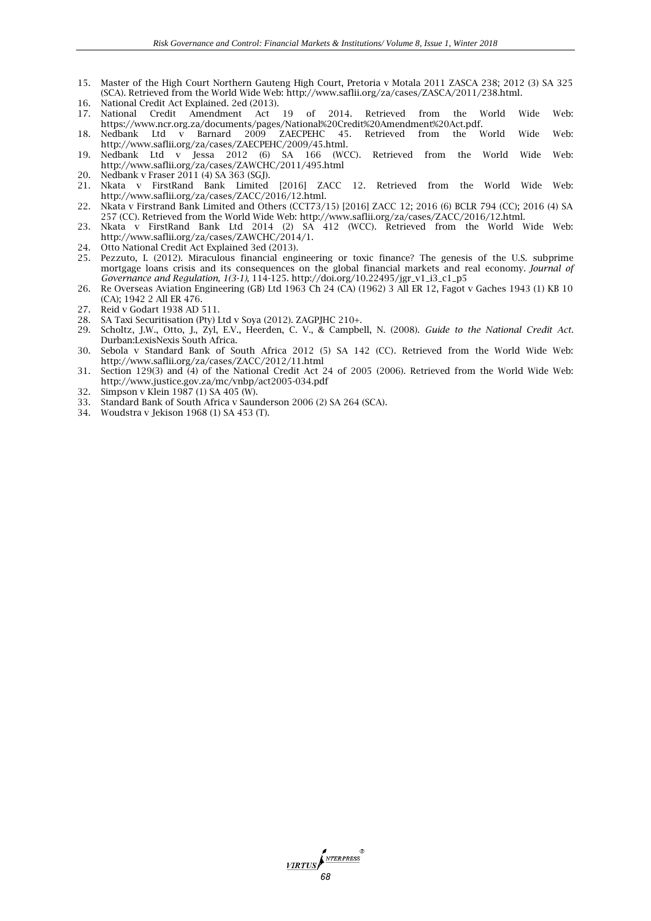15. Master of the High Court Northern Gauteng High Court, Pretoria v Motala 2011 ZASCA 238; 2012 (3) SA 325 (SCA). Retrieved from the World Wide Web: http://www.saflii.org/za/cases/ZASCA/2011/238.html.
16. National Credit Act Explained. 2ed (2013).
17. National Credit Amendment Act 19 of 2014. Retrieved from the World Wide Web: https://www.ncr.org.za/documents/pages/National%20Credit%20Amendment%20Act.pdf.
18. Nedbank Ltd v Barnard 2009 ZAECPEHC 45. Retrieved from the World Wide Web: http://www.saflii.org/za/cases/ZAECPEHC/2009/45.html.
19. Nedbank Ltd v Jessa 2012 (6) SA 166 (WCC). Retrieved from the World Wide Web: http://www.saflii.org/za/cases/ZAWCHC/2011/495.html
20. Nedbank v Fraser 2011 (4) SA 363 (SGJ).
21. Nkata v FirstRand Bank Limited [2016] ZACC 12. Retrieved from the World Wide Web: http://www.saflii.org/za/cases/ZACC/2016/12.html.
22. Nkata v Firstrand Bank Limited and Others (CCT73/15) [2016] ZACC 12; 2016 (6) BCLR 794 (CC); 2016 (4) SA 257 (CC). Retrieved from the World Wide Web: http://www.saflii.org/za/cases/ZACC/2016/12.html.
23. Nkata v FirstRand Bank Ltd 2014 (2) SA 412 (WCC). Retrieved from the World Wide Web: http://www.saflii.org/za/cases/ZAWCHC/2014/1.
24. Otto National Credit Act Explained 3ed (2013).
25. Pezzuto, I. (2012). Miraculous financial engineering or toxic finance? The genesis of the U.S. subprime mortgage loans crisis and its consequences on the global financial markets and real economy. *Journal of Governance and Regulation, 1(3-1),* 114-125. http://doi.org/10.22495/jgr_v1_i3_c1_p5
26. Re Overseas Aviation Engineering (GB) Ltd 1963 Ch 24 (CA) (1962) 3 All ER 12, Fagot v Gaches 1943 (1) KB 10 (CA); 1942 2 All ER 476.
27. Reid v Godart 1938 AD 511.
28. SA Taxi Securitisation (Pty) Ltd v Soya (2012). ZAGPJHC 210+.
29. Scholtz, J.W., Otto, J., Zyl, E.V., Heerden, C. V., & Campbell, N. (2008). *Guide to the National Credit Act.* Durban:LexisNexis South Africa.
30. Sebola v Standard Bank of South Africa 2012 (5) SA 142 (CC). Retrieved from the World Wide Web: http://www.saflii.org/za/cases/ZACC/2012/11.html
31. Section 129(3) and (4) of the National Credit Act 24 of 2005 (2006). Retrieved from the World Wide Web: http://www.justice.gov.za/mc/vnbp/act2005-034.pdf
32. Simpson v Klein 1987 (1) SA 405 (W).
33. Standard Bank of South Africa v Saunderson 2006 (2) SA 264 (SCA).
34. Woudstra v Jekison 1968 (1) SA 453 (T).